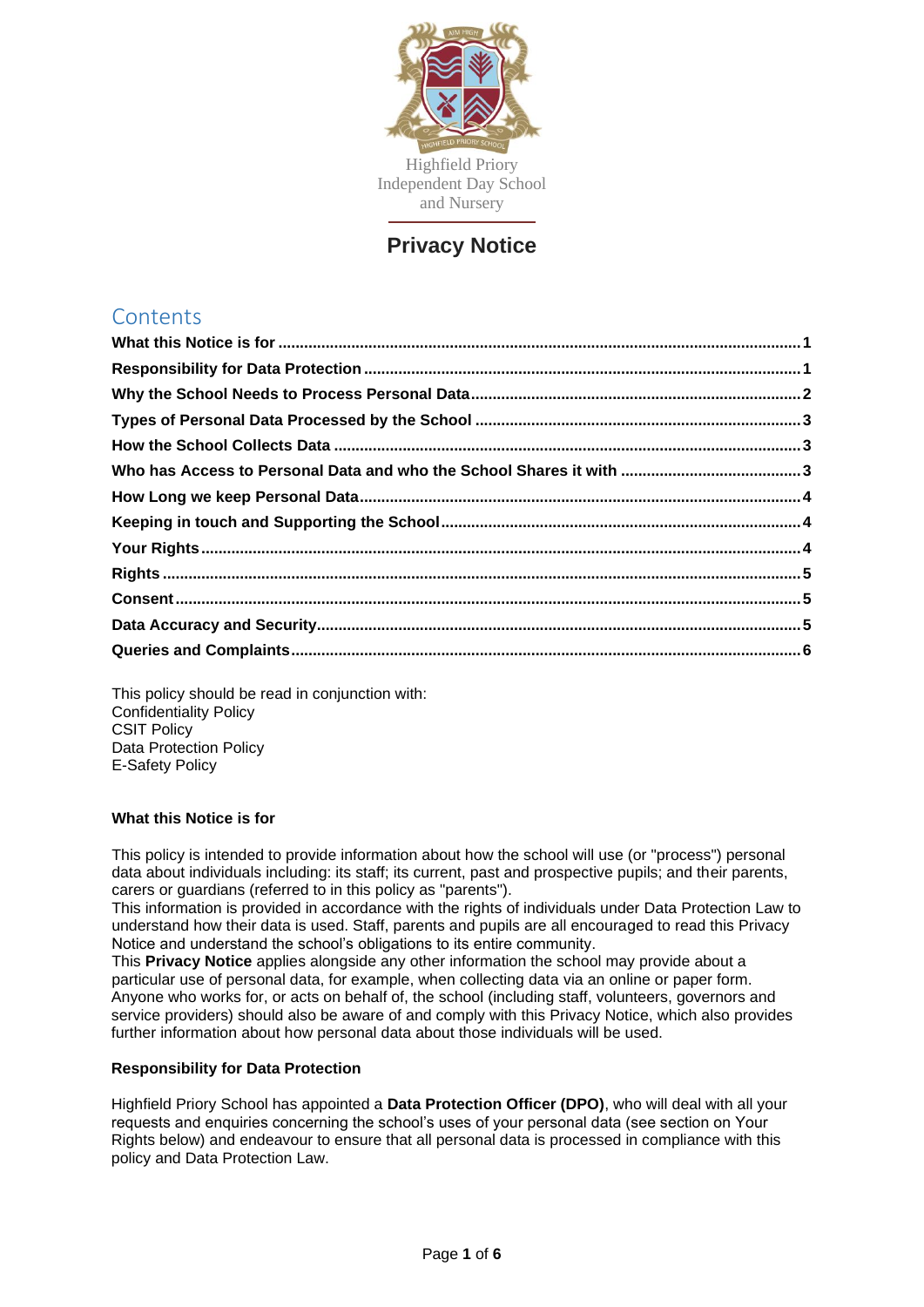Highfield Priory
Independent Day School
and Nursery

# Privacy Notice

## Contents

- **What this Notice is for** ..... 1
- **Responsibility for Data Protection** ..... 1
- **Why the School Needs to Process Personal Data** ..... 2
- **Types of Personal Data Processed by the School** ..... 3
- **How the School Collects Data** ..... 3
- **Who has Access to Personal Data and who the School Shares it with** ..... 3
- **How Long we keep Personal Data** ..... 4
- **Keeping in touch and Supporting the School** ..... 4
- **Your Rights** ..... 4
- **Rights** ..... 5
- **Consent** ..... 5
- **Data Accuracy and Security** ..... 5
- **Queries and Complaints** ..... 6

This policy should be read in conjunction with:
Confidentiality Policy
CSIT Policy
Data Protection Policy
E-Safety Policy

### What this Notice is for

This policy is intended to provide information about how the school will use (or "process") personal data about individuals including: its staff; its current, past and prospective pupils; and their parents, carers or guardians (referred to in this policy as "parents").
This information is provided in accordance with the rights of individuals under Data Protection Law to understand how their data is used. Staff, parents and pupils are all encouraged to read this Privacy Notice and understand the school's obligations to its entire community.
This **Privacy Notice** applies alongside any other information the school may provide about a particular use of personal data, for example, when collecting data via an online or paper form.
Anyone who works for, or acts on behalf of, the school (including staff, volunteers, governors and service providers) should also be aware of and comply with this Privacy Notice, which also provides further information about how personal data about those individuals will be used.

### Responsibility for Data Protection

Highfield Priory School has appointed a **Data Protection Officer (DPO)**, who will deal with all your requests and enquiries concerning the school's uses of your personal data (see section on Your Rights below) and endeavour to ensure that all personal data is processed in compliance with this policy and Data Protection Law.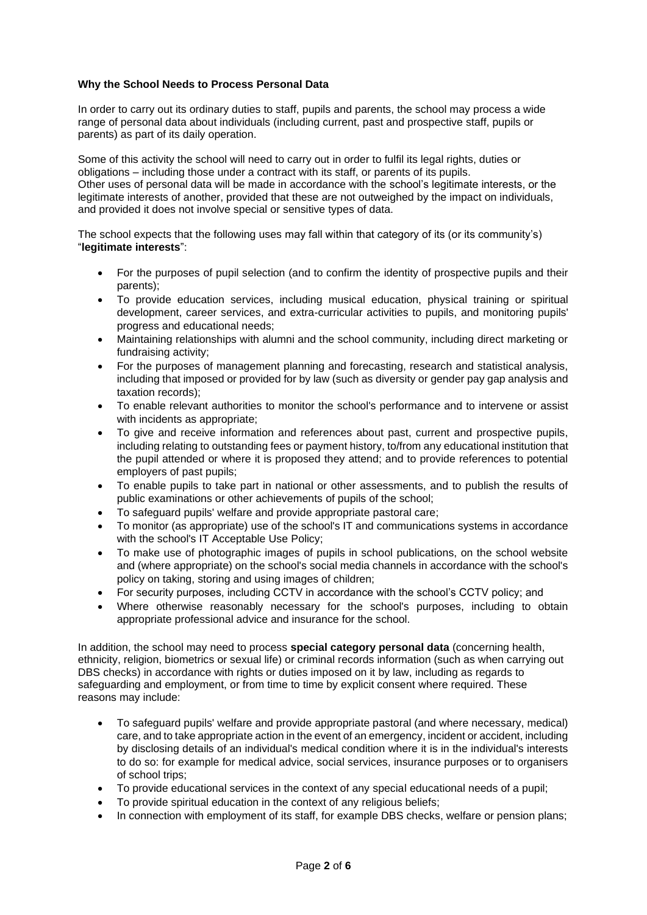**Why the School Needs to Process Personal Data**

In order to carry out its ordinary duties to staff, pupils and parents, the school may process a wide range of personal data about individuals (including current, past and prospective staff, pupils or parents) as part of its daily operation.

Some of this activity the school will need to carry out in order to fulfil its legal rights, duties or obligations – including those under a contract with its staff, or parents of its pupils.
Other uses of personal data will be made in accordance with the school's legitimate interests, or the legitimate interests of another, provided that these are not outweighed by the impact on individuals, and provided it does not involve special or sensitive types of data.

The school expects that the following uses may fall within that category of its (or its community's) "**legitimate interests**":

- For the purposes of pupil selection (and to confirm the identity of prospective pupils and their parents);
- To provide education services, including musical education, physical training or spiritual development, career services, and extra-curricular activities to pupils, and monitoring pupils' progress and educational needs;
- Maintaining relationships with alumni and the school community, including direct marketing or fundraising activity;
- For the purposes of management planning and forecasting, research and statistical analysis, including that imposed or provided for by law (such as diversity or gender pay gap analysis and taxation records);
- To enable relevant authorities to monitor the school's performance and to intervene or assist with incidents as appropriate;
- To give and receive information and references about past, current and prospective pupils, including relating to outstanding fees or payment history, to/from any educational institution that the pupil attended or where it is proposed they attend; and to provide references to potential employers of past pupils;
- To enable pupils to take part in national or other assessments, and to publish the results of public examinations or other achievements of pupils of the school;
- To safeguard pupils' welfare and provide appropriate pastoral care;
- To monitor (as appropriate) use of the school's IT and communications systems in accordance with the school's IT Acceptable Use Policy;
- To make use of photographic images of pupils in school publications, on the school website and (where appropriate) on the school's social media channels in accordance with the school's policy on taking, storing and using images of children;
- For security purposes, including CCTV in accordance with the school's CCTV policy; and
- Where otherwise reasonably necessary for the school's purposes, including to obtain appropriate professional advice and insurance for the school.

In addition, the school may need to process **special category personal data** (concerning health, ethnicity, religion, biometrics or sexual life) or criminal records information (such as when carrying out DBS checks) in accordance with rights or duties imposed on it by law, including as regards to safeguarding and employment, or from time to time by explicit consent where required. These reasons may include:

- To safeguard pupils' welfare and provide appropriate pastoral (and where necessary, medical) care, and to take appropriate action in the event of an emergency, incident or accident, including by disclosing details of an individual's medical condition where it is in the individual's interests to do so: for example for medical advice, social services, insurance purposes or to organisers of school trips;
- To provide educational services in the context of any special educational needs of a pupil;
- To provide spiritual education in the context of any religious beliefs;
- In connection with employment of its staff, for example DBS checks, welfare or pension plans;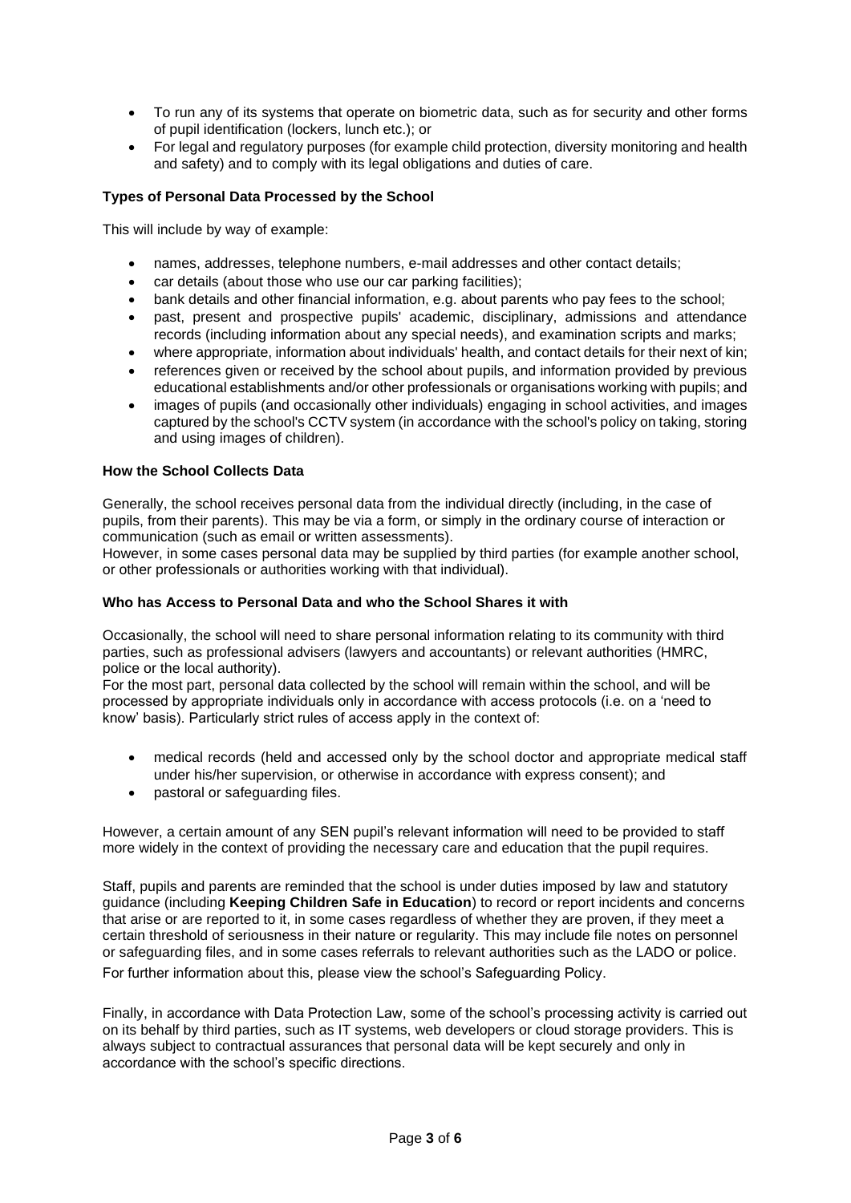- To run any of its systems that operate on biometric data, such as for security and other forms of pupil identification (lockers, lunch etc.); or
- For legal and regulatory purposes (for example child protection, diversity monitoring and health and safety) and to comply with its legal obligations and duties of care.

**Types of Personal Data Processed by the School**

This will include by way of example:

- names, addresses, telephone numbers, e-mail addresses and other contact details;
- car details (about those who use our car parking facilities);
- bank details and other financial information, e.g. about parents who pay fees to the school;
- past, present and prospective pupils' academic, disciplinary, admissions and attendance records (including information about any special needs), and examination scripts and marks;
- where appropriate, information about individuals' health, and contact details for their next of kin;
- references given or received by the school about pupils, and information provided by previous educational establishments and/or other professionals or organisations working with pupils; and
- images of pupils (and occasionally other individuals) engaging in school activities, and images captured by the school's CCTV system (in accordance with the school's policy on taking, storing and using images of children).

**How the School Collects Data**

Generally, the school receives personal data from the individual directly (including, in the case of pupils, from their parents). This may be via a form, or simply in the ordinary course of interaction or communication (such as email or written assessments).
However, in some cases personal data may be supplied by third parties (for example another school, or other professionals or authorities working with that individual).

**Who has Access to Personal Data and who the School Shares it with**

Occasionally, the school will need to share personal information relating to its community with third parties, such as professional advisers (lawyers and accountants) or relevant authorities (HMRC, police or the local authority).
For the most part, personal data collected by the school will remain within the school, and will be processed by appropriate individuals only in accordance with access protocols (i.e. on a 'need to know' basis). Particularly strict rules of access apply in the context of:

- medical records (held and accessed only by the school doctor and appropriate medical staff under his/her supervision, or otherwise in accordance with express consent); and
- pastoral or safeguarding files.

However, a certain amount of any SEN pupil's relevant information will need to be provided to staff more widely in the context of providing the necessary care and education that the pupil requires.

Staff, pupils and parents are reminded that the school is under duties imposed by law and statutory guidance (including **Keeping Children Safe in Education**) to record or report incidents and concerns that arise or are reported to it, in some cases regardless of whether they are proven, if they meet a certain threshold of seriousness in their nature or regularity. This may include file notes on personnel or safeguarding files, and in some cases referrals to relevant authorities such as the LADO or police.
For further information about this, please view the school's Safeguarding Policy.

Finally, in accordance with Data Protection Law, some of the school's processing activity is carried out on its behalf by third parties, such as IT systems, web developers or cloud storage providers. This is always subject to contractual assurances that personal data will be kept securely and only in accordance with the school's specific directions.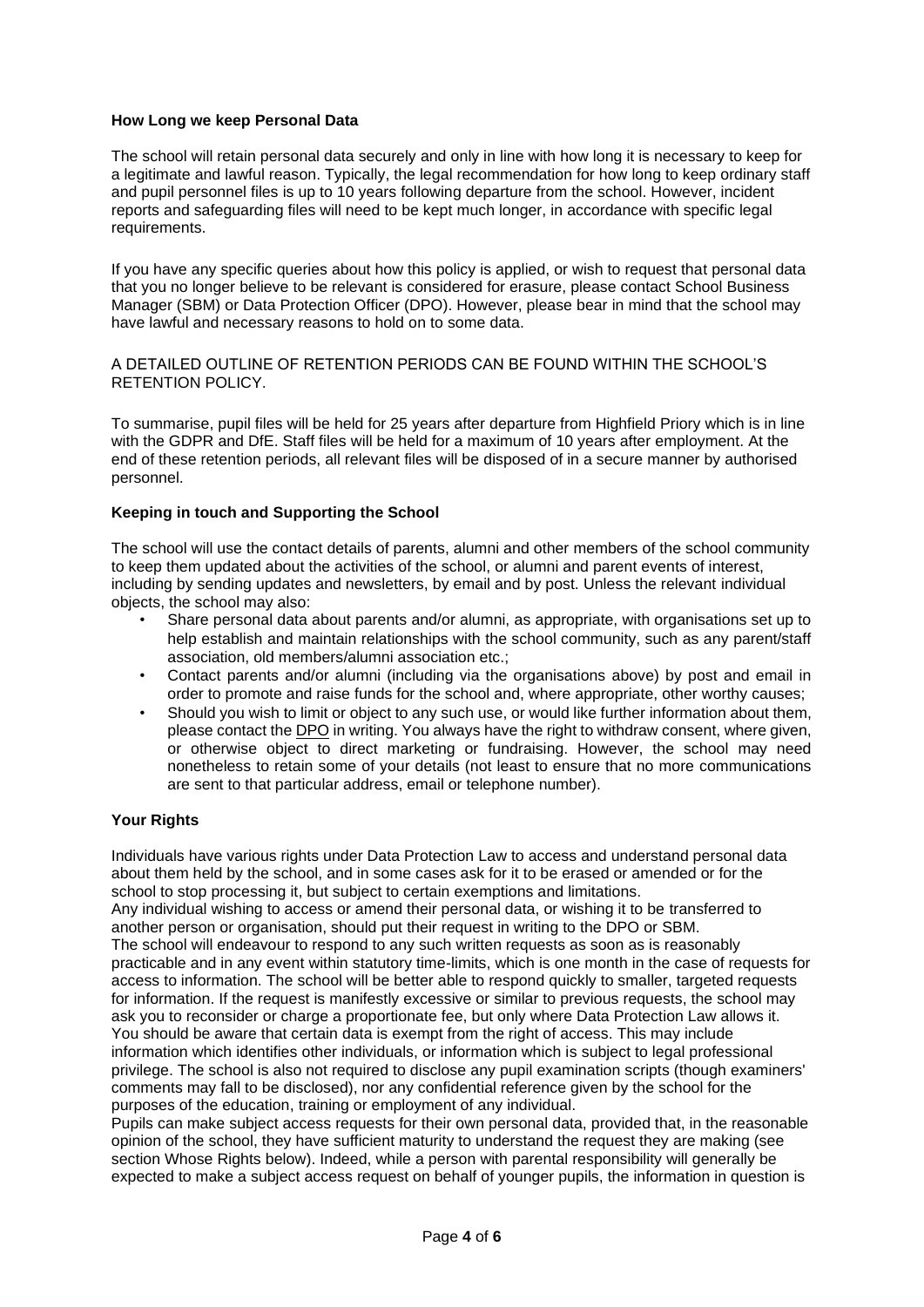**How Long we keep Personal Data**

The school will retain personal data securely and only in line with how long it is necessary to keep for a legitimate and lawful reason. Typically, the legal recommendation for how long to keep ordinary staff and pupil personnel files is up to 10 years following departure from the school. However, incident reports and safeguarding files will need to be kept much longer, in accordance with specific legal requirements.

If you have any specific queries about how this policy is applied, or wish to request that personal data that you no longer believe to be relevant is considered for erasure, please contact School Business Manager (SBM) or Data Protection Officer (DPO). However, please bear in mind that the school may have lawful and necessary reasons to hold on to some data.

A DETAILED OUTLINE OF RETENTION PERIODS CAN BE FOUND WITHIN THE SCHOOL'S RETENTION POLICY.

To summarise, pupil files will be held for 25 years after departure from Highfield Priory which is in line with the GDPR and DfE. Staff files will be held for a maximum of 10 years after employment. At the end of these retention periods, all relevant files will be disposed of in a secure manner by authorised personnel.

**Keeping in touch and Supporting the School**

The school will use the contact details of parents, alumni and other members of the school community to keep them updated about the activities of the school, or alumni and parent events of interest, including by sending updates and newsletters, by email and by post. Unless the relevant individual objects, the school may also:

- Share personal data about parents and/or alumni, as appropriate, with organisations set up to help establish and maintain relationships with the school community, such as any parent/staff association, old members/alumni association etc.;
- Contact parents and/or alumni (including via the organisations above) by post and email in order to promote and raise funds for the school and, where appropriate, other worthy causes;
- Should you wish to limit or object to any such use, or would like further information about them, please contact the DPO in writing. You always have the right to withdraw consent, where given, or otherwise object to direct marketing or fundraising. However, the school may need nonetheless to retain some of your details (not least to ensure that no more communications are sent to that particular address, email or telephone number).

**Your Rights**

Individuals have various rights under Data Protection Law to access and understand personal data about them held by the school, and in some cases ask for it to be erased or amended or for the school to stop processing it, but subject to certain exemptions and limitations.
Any individual wishing to access or amend their personal data, or wishing it to be transferred to another person or organisation, should put their request in writing to the DPO or SBM.
The school will endeavour to respond to any such written requests as soon as is reasonably practicable and in any event within statutory time-limits, which is one month in the case of requests for access to information. The school will be better able to respond quickly to smaller, targeted requests for information. If the request is manifestly excessive or similar to previous requests, the school may ask you to reconsider or charge a proportionate fee, but only where Data Protection Law allows it.
You should be aware that certain data is exempt from the right of access. This may include information which identifies other individuals, or information which is subject to legal professional privilege. The school is also not required to disclose any pupil examination scripts (though examiners' comments may fall to be disclosed), nor any confidential reference given by the school for the purposes of the education, training or employment of any individual.
Pupils can make subject access requests for their own personal data, provided that, in the reasonable opinion of the school, they have sufficient maturity to understand the request they are making (see section Whose Rights below). Indeed, while a person with parental responsibility will generally be expected to make a subject access request on behalf of younger pupils, the information in question is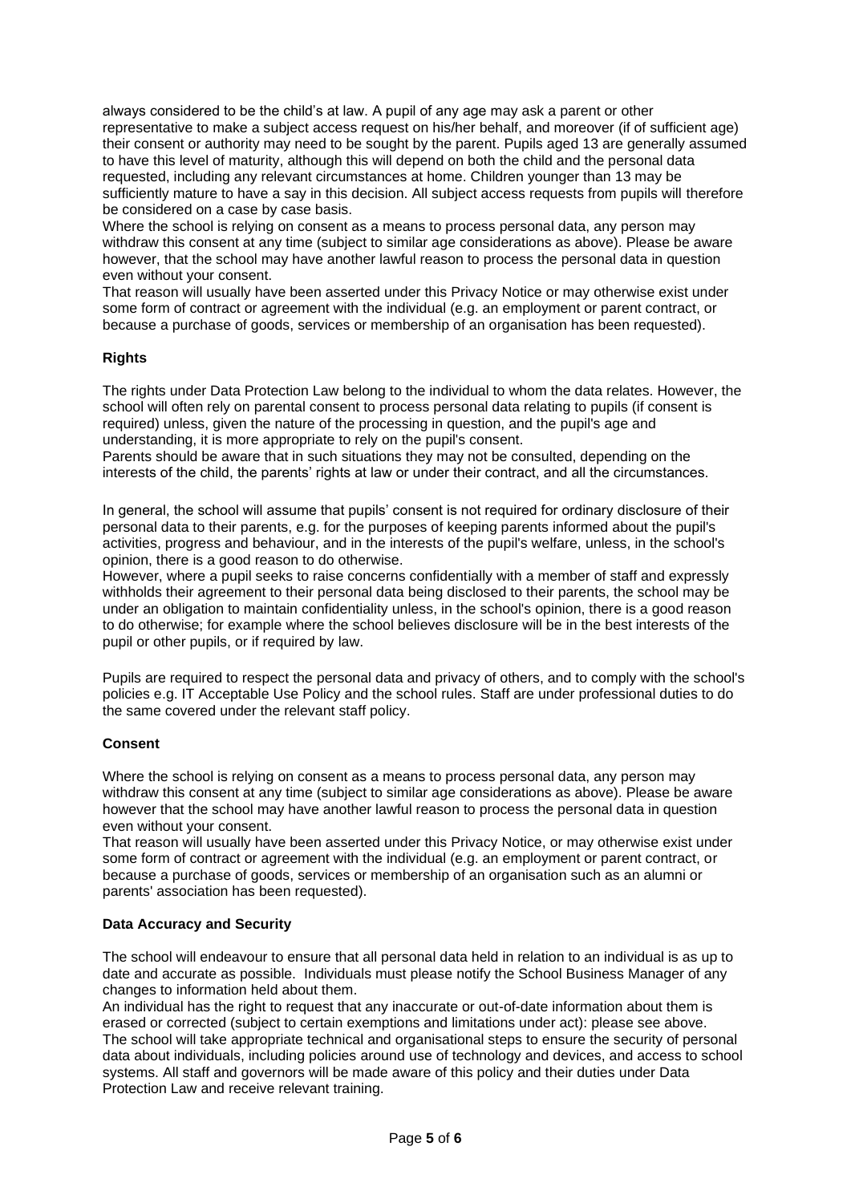always considered to be the child's at law. A pupil of any age may ask a parent or other representative to make a subject access request on his/her behalf, and moreover (if of sufficient age) their consent or authority may need to be sought by the parent. Pupils aged 13 are generally assumed to have this level of maturity, although this will depend on both the child and the personal data requested, including any relevant circumstances at home. Children younger than 13 may be sufficiently mature to have a say in this decision. All subject access requests from pupils will therefore be considered on a case by case basis.

Where the school is relying on consent as a means to process personal data, any person may withdraw this consent at any time (subject to similar age considerations as above). Please be aware however, that the school may have another lawful reason to process the personal data in question even without your consent.

That reason will usually have been asserted under this Privacy Notice or may otherwise exist under some form of contract or agreement with the individual (e.g. an employment or parent contract, or because a purchase of goods, services or membership of an organisation has been requested).

**Rights**

The rights under Data Protection Law belong to the individual to whom the data relates. However, the school will often rely on parental consent to process personal data relating to pupils (if consent is required) unless, given the nature of the processing in question, and the pupil's age and understanding, it is more appropriate to rely on the pupil's consent.

Parents should be aware that in such situations they may not be consulted, depending on the interests of the child, the parents' rights at law or under their contract, and all the circumstances.

In general, the school will assume that pupils' consent is not required for ordinary disclosure of their personal data to their parents, e.g. for the purposes of keeping parents informed about the pupil's activities, progress and behaviour, and in the interests of the pupil's welfare, unless, in the school's opinion, there is a good reason to do otherwise.

However, where a pupil seeks to raise concerns confidentially with a member of staff and expressly withholds their agreement to their personal data being disclosed to their parents, the school may be under an obligation to maintain confidentiality unless, in the school's opinion, there is a good reason to do otherwise; for example where the school believes disclosure will be in the best interests of the pupil or other pupils, or if required by law.

Pupils are required to respect the personal data and privacy of others, and to comply with the school's policies e.g. IT Acceptable Use Policy and the school rules. Staff are under professional duties to do the same covered under the relevant staff policy.

**Consent**

Where the school is relying on consent as a means to process personal data, any person may withdraw this consent at any time (subject to similar age considerations as above). Please be aware however that the school may have another lawful reason to process the personal data in question even without your consent.

That reason will usually have been asserted under this Privacy Notice, or may otherwise exist under some form of contract or agreement with the individual (e.g. an employment or parent contract, or because a purchase of goods, services or membership of an organisation such as an alumni or parents' association has been requested).

**Data Accuracy and Security**

The school will endeavour to ensure that all personal data held in relation to an individual is as up to date and accurate as possible. Individuals must please notify the School Business Manager of any changes to information held about them.

An individual has the right to request that any inaccurate or out-of-date information about them is erased or corrected (subject to certain exemptions and limitations under act): please see above.

The school will take appropriate technical and organisational steps to ensure the security of personal data about individuals, including policies around use of technology and devices, and access to school systems. All staff and governors will be made aware of this policy and their duties under Data Protection Law and receive relevant training.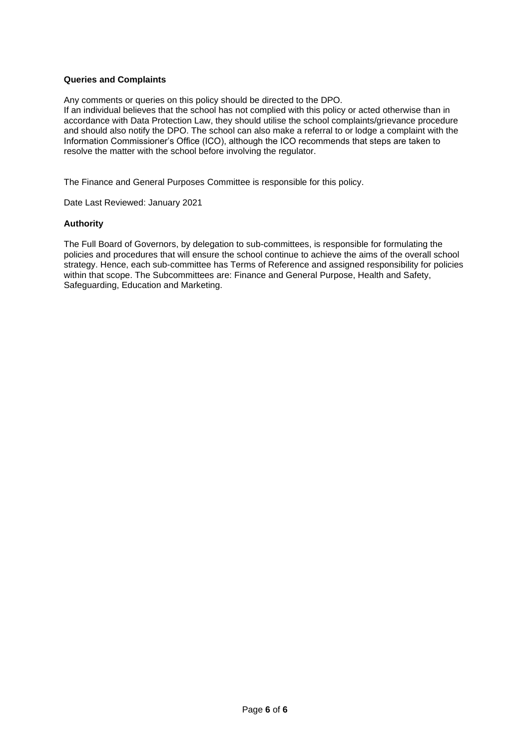**Queries and Complaints**

Any comments or queries on this policy should be directed to the DPO.
If an individual believes that the school has not complied with this policy or acted otherwise than in accordance with Data Protection Law, they should utilise the school complaints/grievance procedure and should also notify the DPO. The school can also make a referral to or lodge a complaint with the Information Commissioner's Office (ICO), although the ICO recommends that steps are taken to resolve the matter with the school before involving the regulator.

The Finance and General Purposes Committee is responsible for this policy.

Date Last Reviewed: January 2021

**Authority**

The Full Board of Governors, by delegation to sub-committees, is responsible for formulating the policies and procedures that will ensure the school continue to achieve the aims of the overall school strategy. Hence, each sub-committee has Terms of Reference and assigned responsibility for policies within that scope. The Subcommittees are: Finance and General Purpose, Health and Safety, Safeguarding, Education and Marketing.